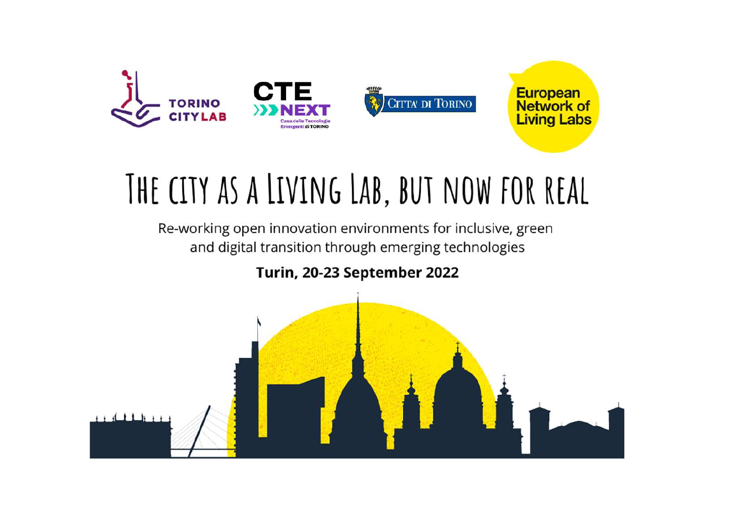TORINO CITYLAB

CTE NEXT Casa delle Tecnologie Emergenti di TORINO

CITTA' DI TORINO

European Network of Living Labs

# THE CITY AS A LIVING LAB, BUT NOW FOR REAL

Re-working open innovation environments for inclusive, green and digital transition through emerging technologies

**Turin, 20-23 September 2022**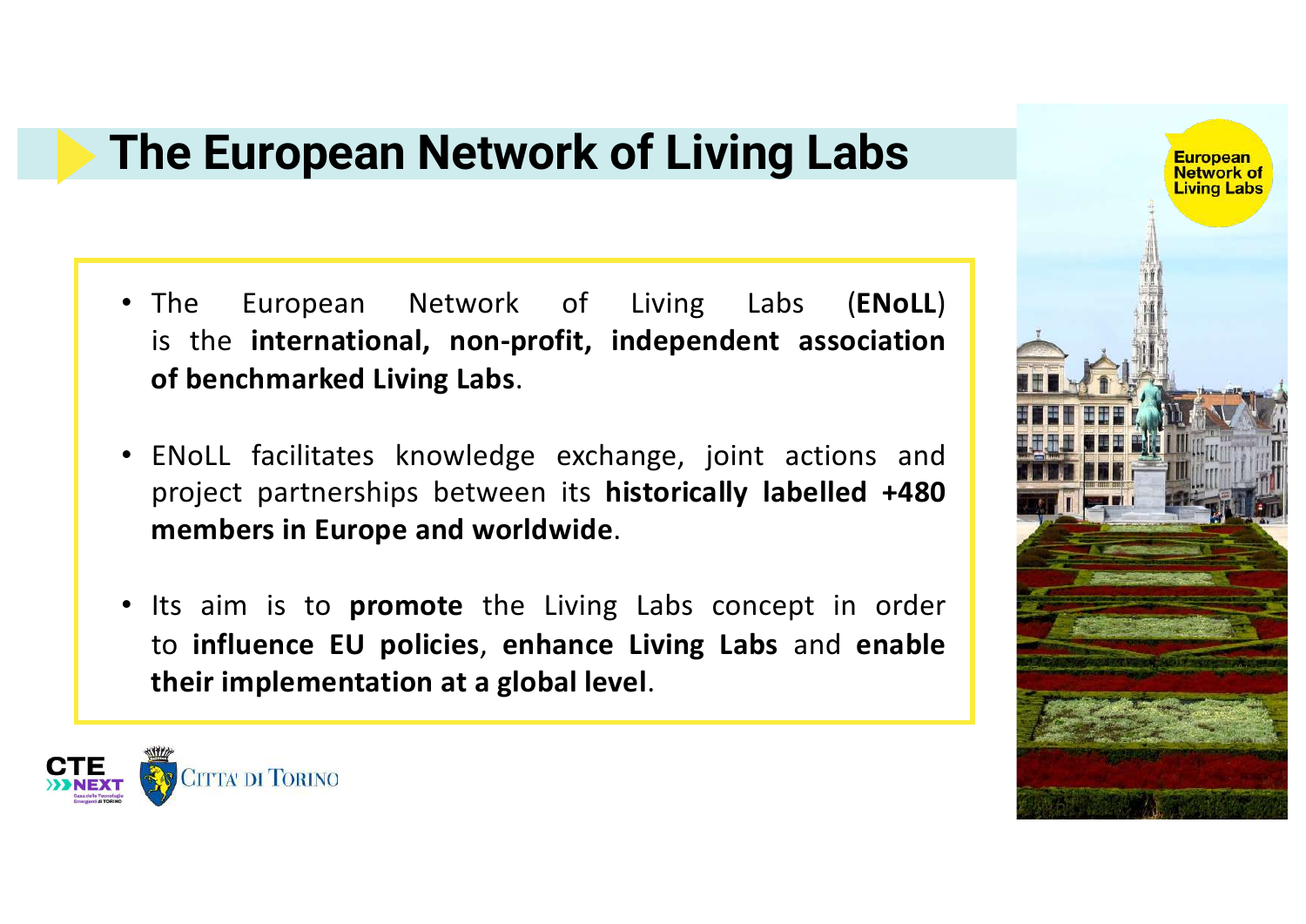# The European Network of Living Labs

- The European Network of Living Labs (**ENoLL**) is the **international, non-profit, independent association of benchmarked Living Labs**.
- ENoLL facilitates knowledge exchange, joint actions and project partnerships between its **historically labelled +480 members in Europe and worldwide**.
- Its aim is to **promote** the Living Labs concept in order to **influence EU policies**, **enhance Living Labs** and **enable their implementation at a global level**.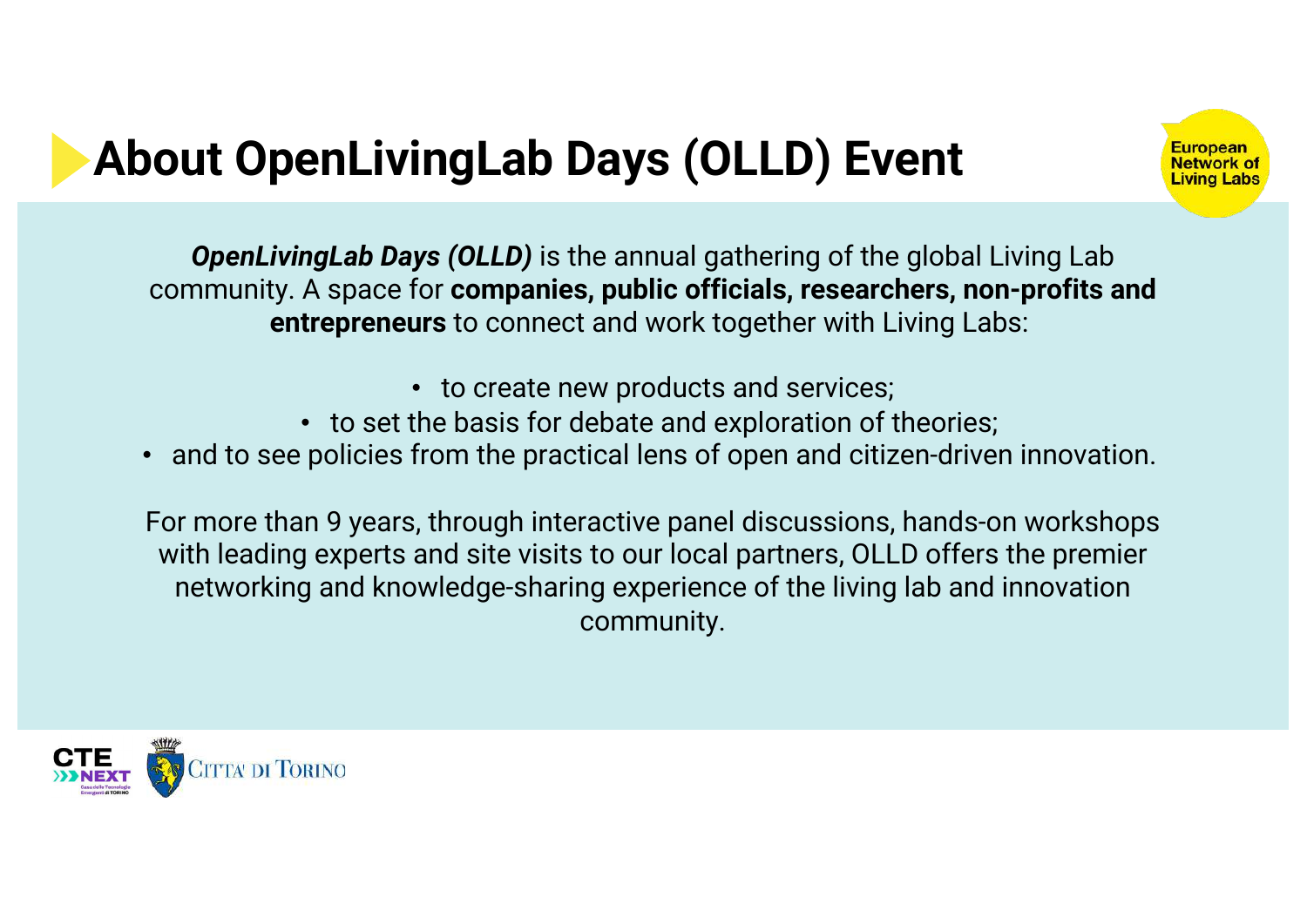# About OpenLivingLab Days (OLLD) Event

European Network of Living Labs

***OpenLivingLab Days (OLLD)*** is the annual gathering of the global Living Lab community. A space for **companies, public officials, researchers, non-profits and entrepreneurs** to connect and work together with Living Labs:

- to create new products and services;
- to set the basis for debate and exploration of theories;
- and to see policies from the practical lens of open and citizen-driven innovation.

For more than 9 years, through interactive panel discussions, hands-on workshops with leading experts and site visits to our local partners, OLLD offers the premier networking and knowledge-sharing experience of the living lab and innovation community.

CTE NEXT Casa delle Tecnologie Emergenti di TORINO

Città di Torino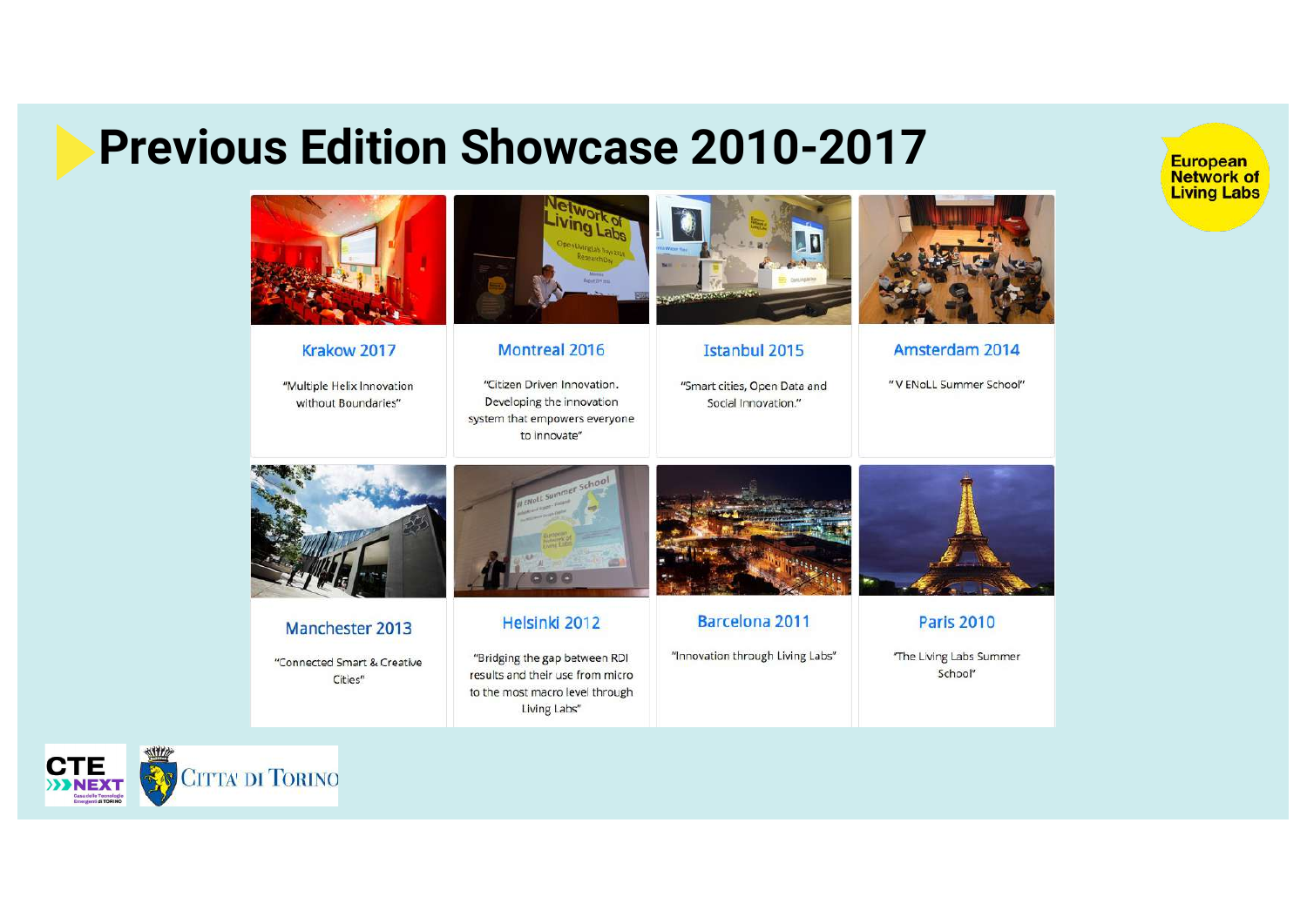# Previous Edition Showcase 2010-2017

European Network of Living Labs

### Krakow 2017

"Multiple Helix Innovation without Boundaries"

### Montreal 2016

"Citizen Driven Innovation. Developing the innovation system that empowers everyone to innovate"

### Istanbul 2015

"Smart cities, Open Data and Social Innovation."

### Amsterdam 2014

"V ENoLL Summer School"

### Manchester 2013

"Connected Smart & Creative Cities"

### Helsinki 2012

"Bridging the gap between RDI results and their use from micro to the most macro level through Living Labs"

### Barcelona 2011

"Innovation through Living Labs"

### Paris 2010

"The Living Labs Summer School"

CTE NEXT Casa delle Tecnologie Emergenti di TORINO

CITTA' DI TORINO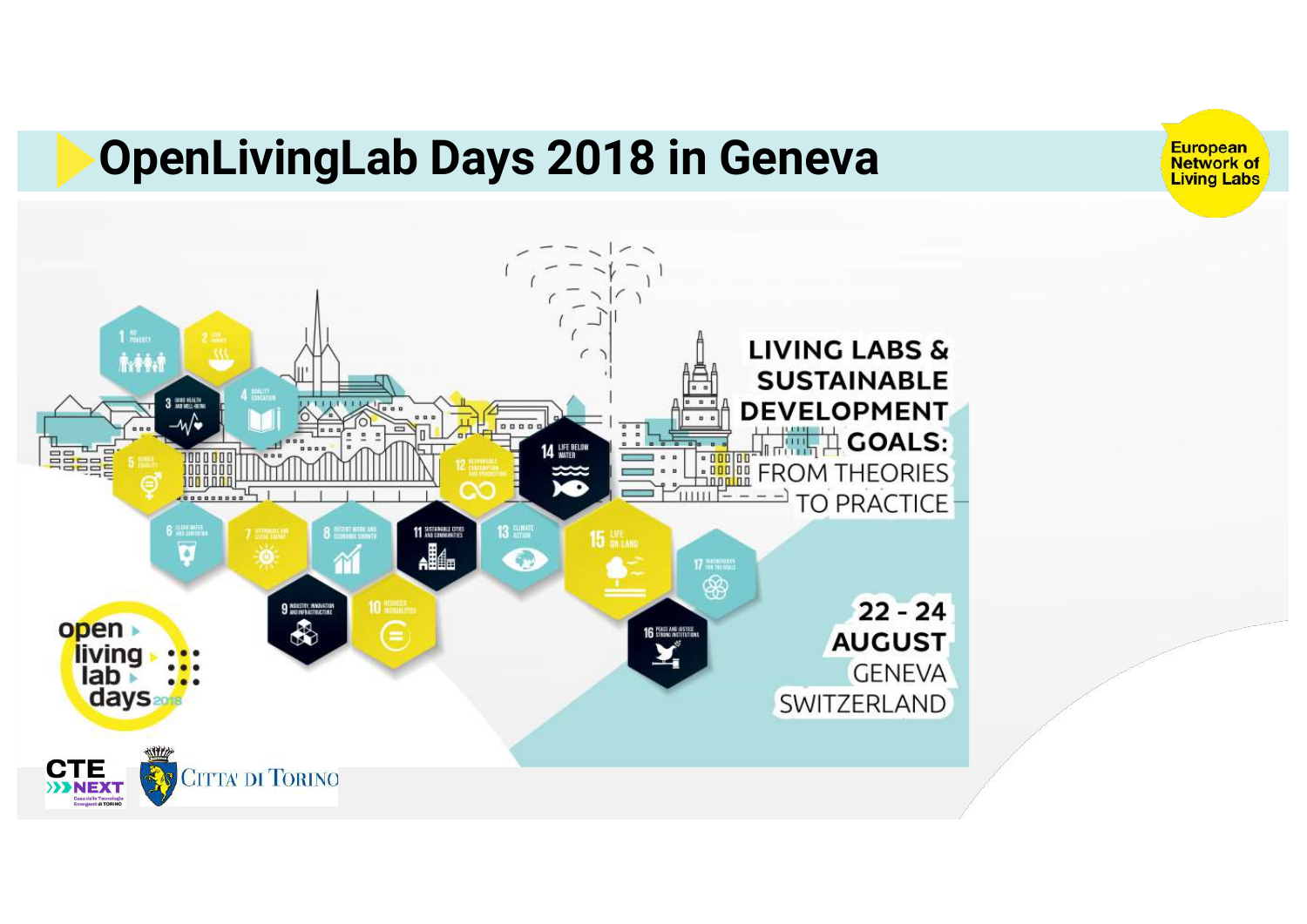# OpenLivingLab Days 2018 in Geneva

European Network of Living Labs

LIVING LABS & SUSTAINABLE DEVELOPMENT GOALS: FROM THEORIES TO PRACTICE

22 - 24 AUGUST
GENEVA
SWITZERLAND

open living lab days 2018

CTE NEXT

CITTA' DI TORINO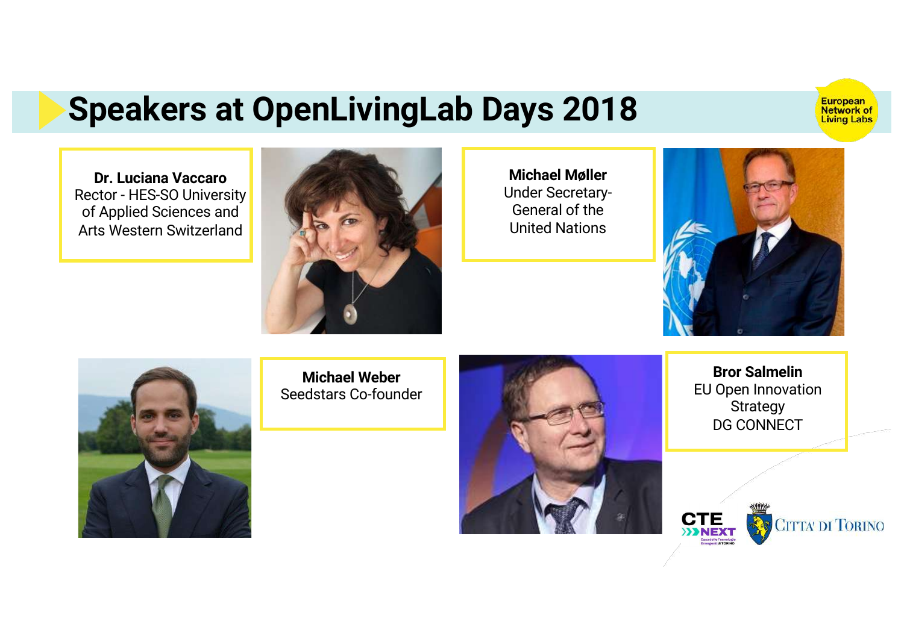# Speakers at OpenLivingLab Days 2018

European Network of Living Labs

**Dr. Luciana Vaccaro**
Rector - HES-SO University of Applied Sciences and Arts Western Switzerland

**Michael Møller**
Under Secretary-General of the United Nations

**Michael Weber**
Seedstars Co-founder

**Bror Salmelin**
EU Open Innovation Strategy
DG CONNECT

CTE NEXT

CITTA' DI TORINO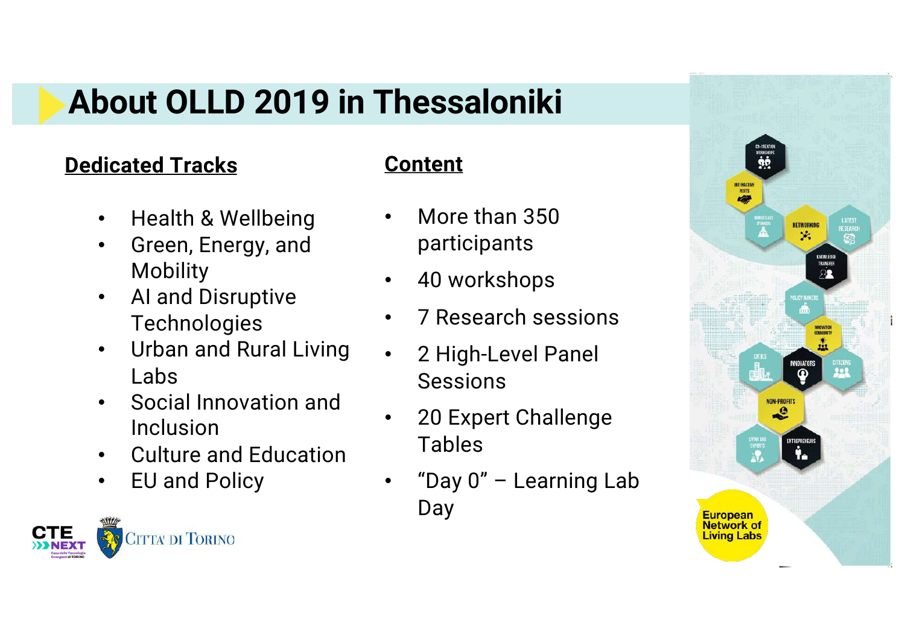# About OLLD 2019 in Thessaloniki

**Dedicated Tracks**

- Health & Wellbeing
- Green, Energy, and Mobility
- AI and Disruptive Technologies
- Urban and Rural Living Labs
- Social Innovation and Inclusion
- Culture and Education
- EU and Policy

**Content**

- More than 350 participants
- 40 workshops
- 7 Research sessions
- 2 High-Level Panel Sessions
- 20 Expert Challenge Tables
- "Day 0" – Learning Lab Day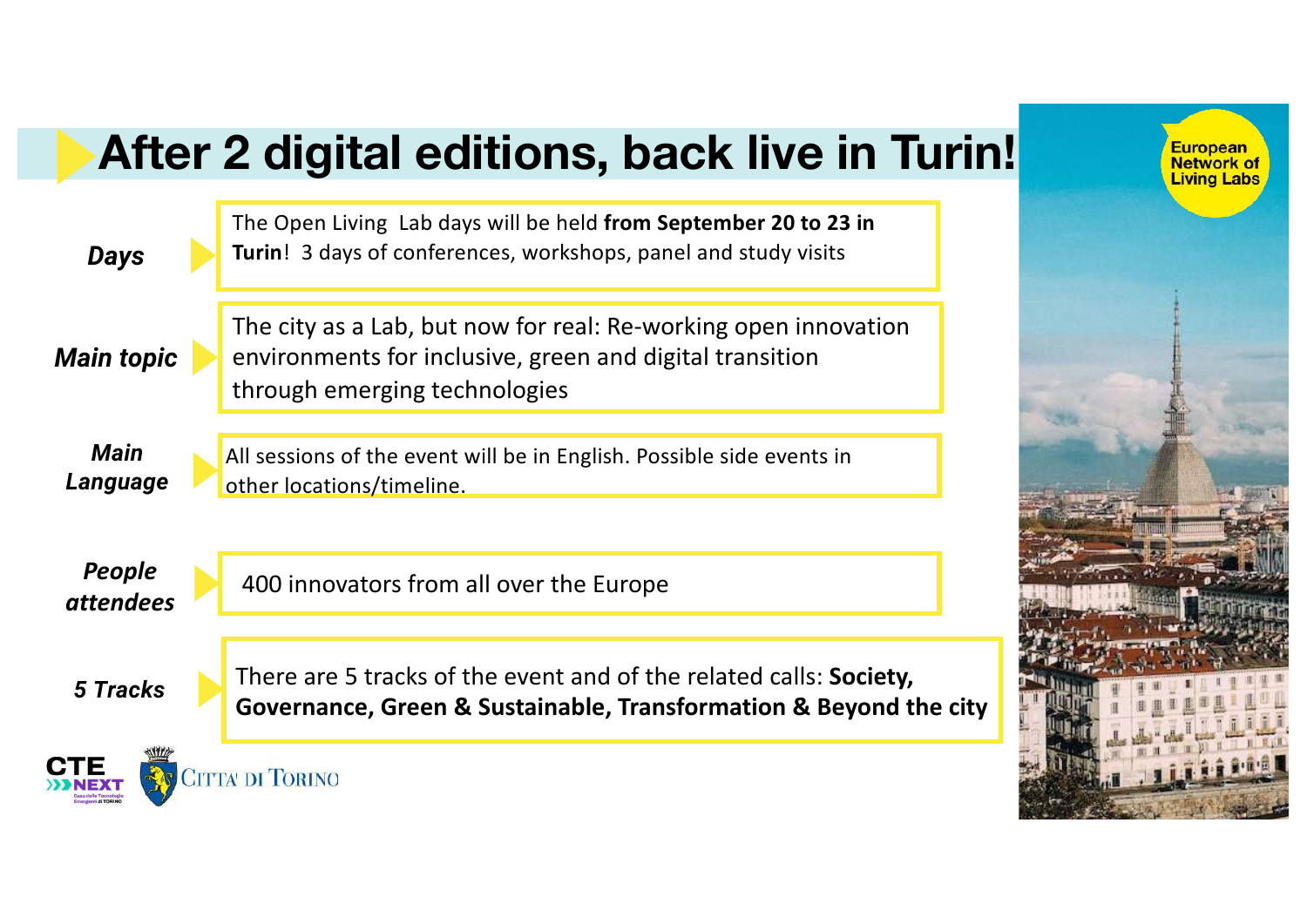# After 2 digital editions, back live in Turin!

| | |
|---|---|
| ***Days*** | The Open Living Lab days will be held **from September 20 to 23 in Turin**! 3 days of conferences, workshops, panel and study visits |
| ***Main topic*** | The city as a Lab, but now for real: Re-working open innovation environments for inclusive, green and digital transition through emerging technologies |
| ***Main Language*** | All sessions of the event will be in English. Possible side events in other locations/timeline. |
| ***People attendees*** | 400 innovators from all over the Europe |
| ***5 Tracks*** | There are 5 tracks of the event and of the related calls: **Society, Governance, Green & Sustainable, Transformation & Beyond the city** |

European Network of Living Labs

CTE NEXT — Casa delle Tecnologie Emergenti di TORINO

CITTA' DI TORINO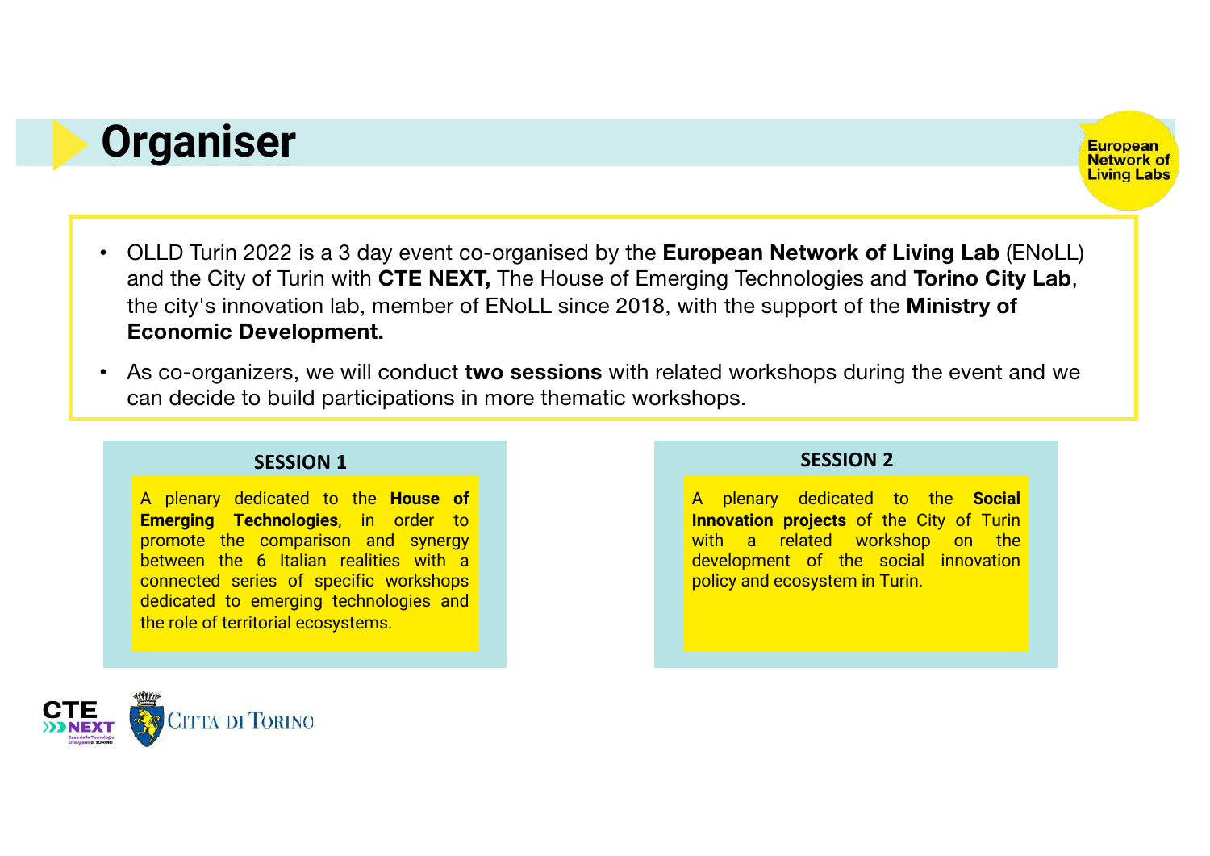# Organiser

- OLLD Turin 2022 is a 3 day event co-organised by the **European Network of Living Lab** (ENoLL) and the City of Turin with **CTE NEXT,** The House of Emerging Technologies and **Torino City Lab**, the city's innovation lab, member of ENoLL since 2018, with the support of the **Ministry of Economic Development.**
- As co-organizers, we will conduct **two sessions** with related workshops during the event and we can decide to build participations in more thematic workshops.

### SESSION 1

A plenary dedicated to the **House of Emerging Technologies**, in order to promote the comparison and synergy between the 6 Italian realities with a connected series of specific workshops dedicated to emerging technologies and the role of territorial ecosystems.

### SESSION 2

A plenary dedicated to the **Social Innovation projects** of the City of Turin with a related workshop on the development of the social innovation policy and ecosystem in Turin.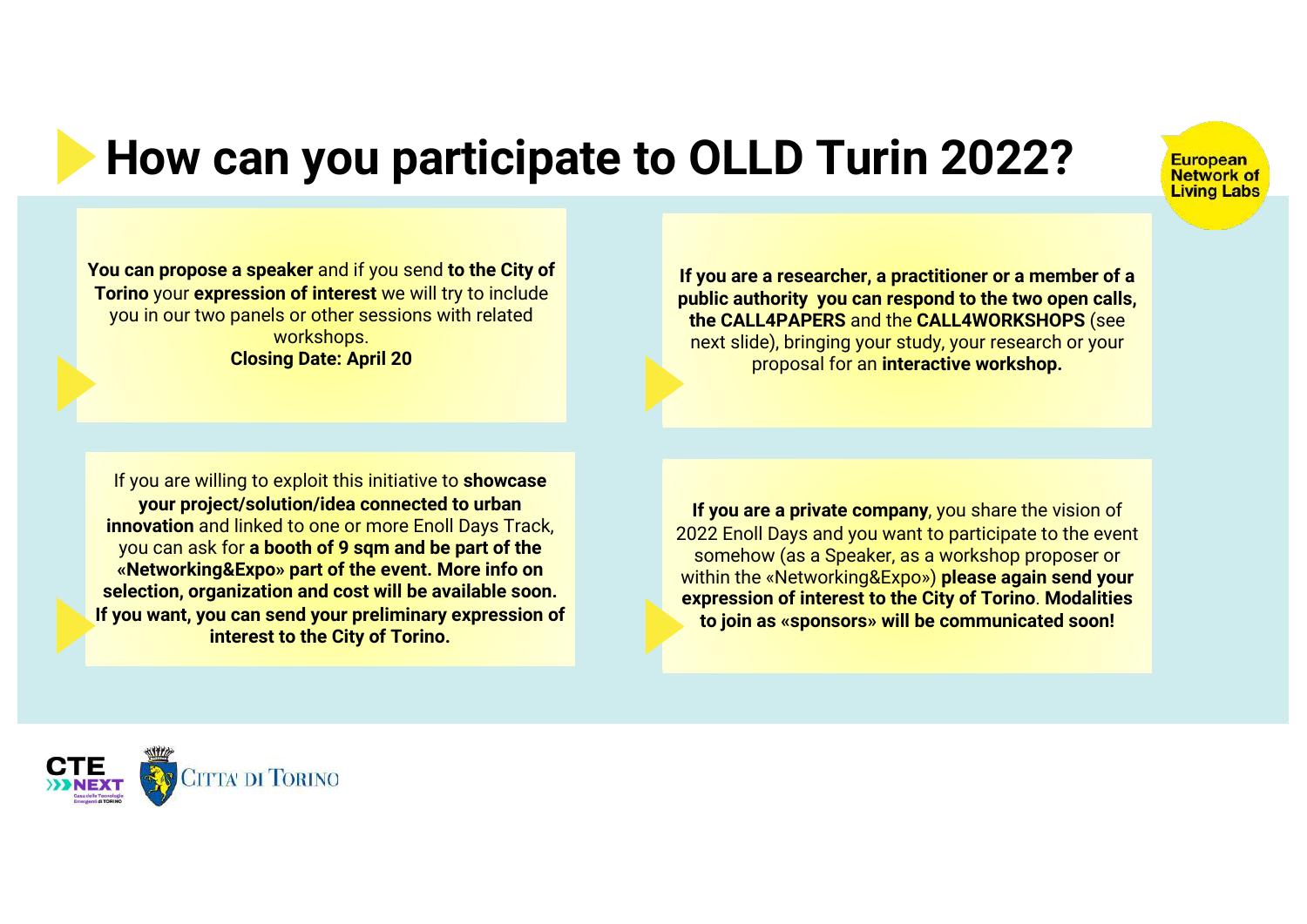# How can you participate to OLLD Turin 2022?

European Network of Living Labs

**You can propose a speaker** and if you send **to the City of Torino** your **expression of interest** we will try to include you in our two panels or other sessions with related workshops.
**Closing Date: April 20**

**If you are a researcher, a practitioner or a member of a public authority you can respond to the two open calls, the CALL4PAPERS** and the **CALL4WORKSHOPS** (see next slide), bringing your study, your research or your proposal for an **interactive workshop.**

If you are willing to exploit this initiative to **showcase your project/solution/idea connected to urban innovation** and linked to one or more Enoll Days Track, you can ask for **a booth of 9 sqm and be part of the «Networking&Expo» part of the event. More info on selection, organization and cost will be available soon. If you want, you can send your preliminary expression of interest to the City of Torino.**

**If you are a private company**, you share the vision of 2022 Enoll Days and you want to participate to the event somehow (as a Speaker, as a workshop proposer or within the «Networking&Expo») **please again send your expression of interest to the City of Torino**. **Modalities to join as «sponsors» will be communicated soon!**

CTE NEXT Casa delle Tecnologie Emergenti di TORINO

CITTA' DI TORINO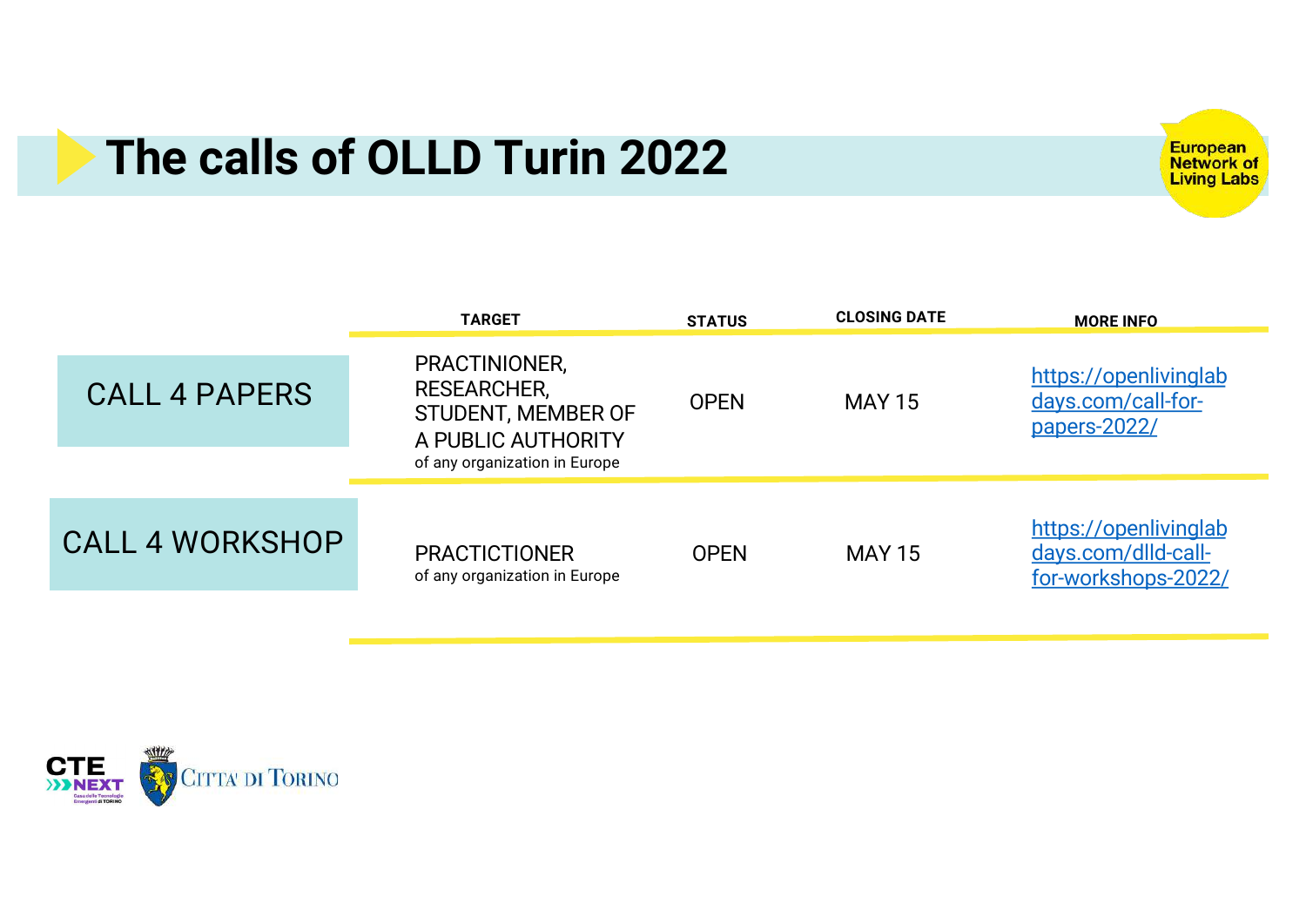# The calls of OLLD Turin 2022

European Network of Living Labs

| | TARGET | STATUS | CLOSING DATE | MORE INFO |
|---|---|---|---|---|
| CALL 4 PAPERS | PRACTINIONER, RESEARCHER, STUDENT, MEMBER OF A PUBLIC AUTHORITY of any organization in Europe | OPEN | MAY 15 | https://openlivinglabdays.com/call-for-papers-2022/ |
| CALL 4 WORKSHOP | PRACTICTIONER of any organization in Europe | OPEN | MAY 15 | https://openlivinglabdays.com/dlld-call-for-workshops-2022/ |

CTE NEXT Casa delle Tecnologie Emergenti di TORINO

CITTA' DI TORINO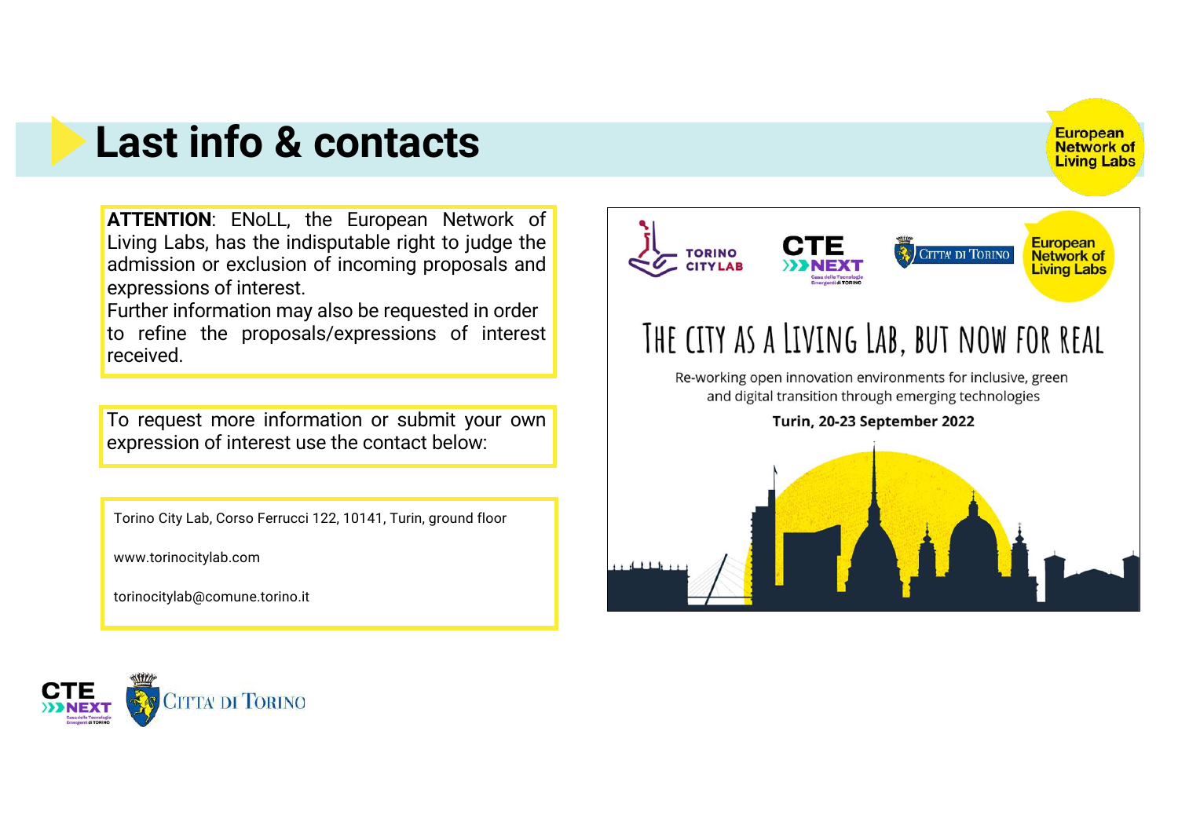# Last info & contacts

**ATTENTION**: ENoLL, the European Network of Living Labs, has the indisputable right to judge the admission or exclusion of incoming proposals and expressions of interest.
Further information may also be requested in order to refine the proposals/expressions of interest received.

To request more information or submit your own expression of interest use the contact below:

Torino City Lab, Corso Ferrucci 122, 10141, Turin, ground floor

www.torinocitylab.com

torinocitylab@comune.torino.it

THE CITY AS A LIVING LAB, BUT NOW FOR REAL

Re-working open innovation environments for inclusive, green and digital transition through emerging technologies

**Turin, 20-23 September 2022**